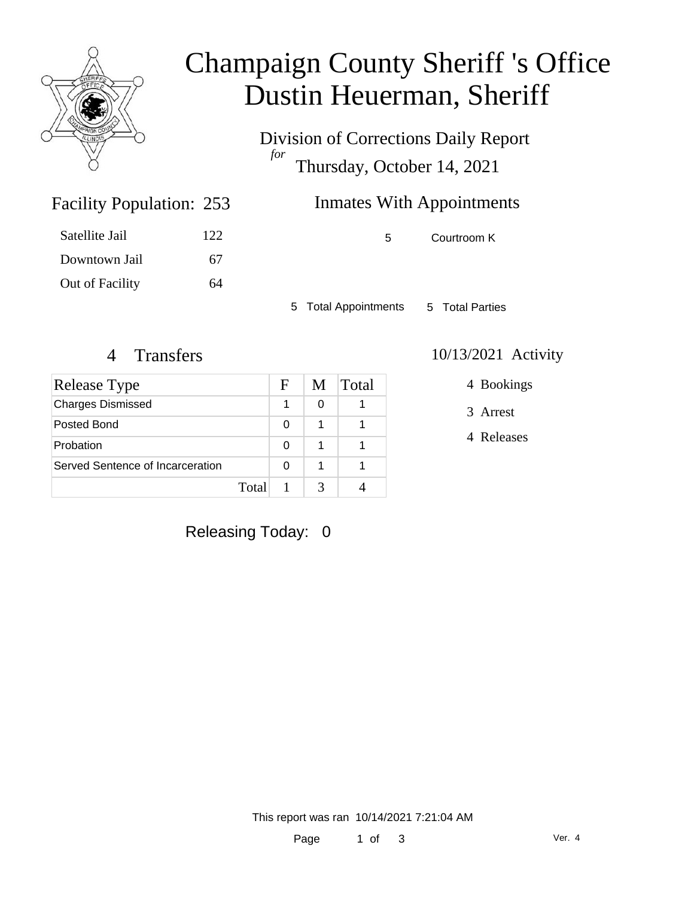# Champaign County Sheriff 's Office
# Dustin Heuerman, Sheriff

Division of Corrections Daily Report
*for*
Thursday, October 14, 2021

## Facility Population: 253

| | |
|---|---|
| Satellite Jail | 122 |
| Downtown Jail | 67 |
| Out of Facility | 64 |

## Inmates With Appointments

| | |
|---|---|
| 5 | Courtroom K |

5 Total Appointments 5 Total Parties

## 4 Transfers

| Release Type | F | M | Total |
|---|---|---|---|
| Charges Dismissed | 1 | 0 | 1 |
| Posted Bond | 0 | 1 | 1 |
| Probation | 0 | 1 | 1 |
| Served Sentence of Incarceration | 0 | 1 | 1 |
| Total | 1 | 3 | 4 |

## 10/13/2021 Activity

4 Bookings

3 Arrest

4 Releases

Releasing Today: 0

This report was ran 10/14/2021 7:21:04 AM

Ver. 4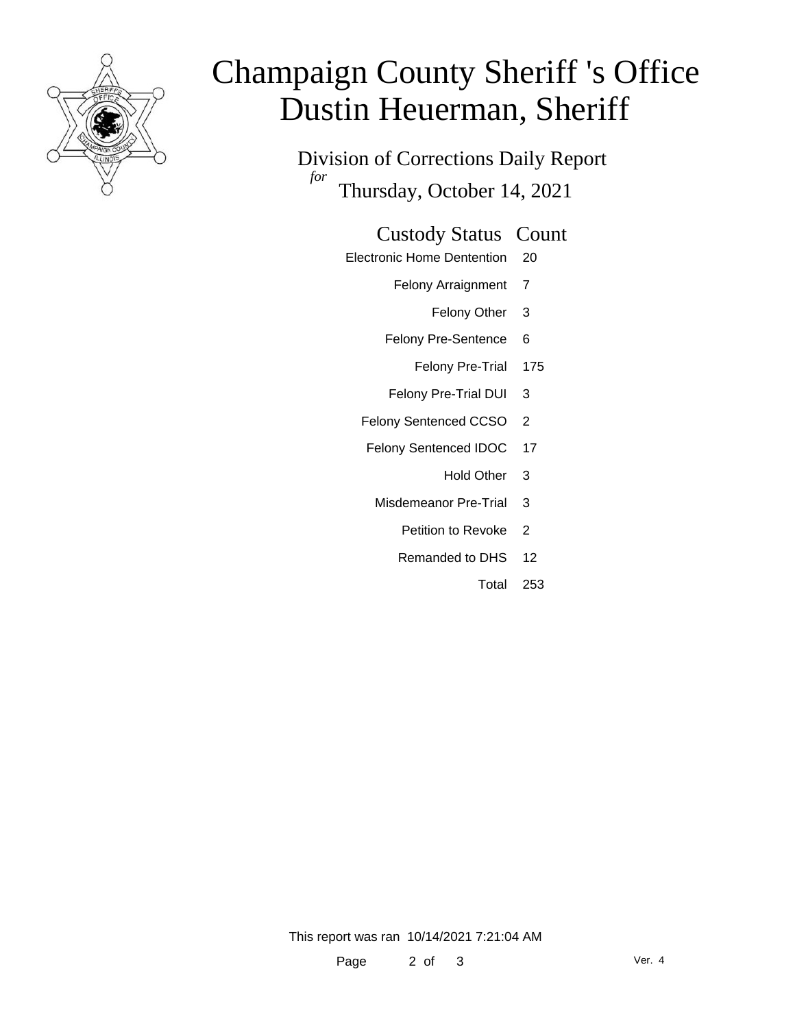# Champaign County Sheriff 's Office
# Dustin Heuerman, Sheriff

Division of Corrections Daily Report

*for*

Thursday, October 14, 2021

| Custody Status | Count |
|---|---|
| Electronic Home Dentention | 20 |
| Felony Arraignment | 7 |
| Felony Other | 3 |
| Felony Pre-Sentence | 6 |
| Felony Pre-Trial | 175 |
| Felony Pre-Trial DUI | 3 |
| Felony Sentenced CCSO | 2 |
| Felony Sentenced IDOC | 17 |
| Hold Other | 3 |
| Misdemeanor Pre-Trial | 3 |
| Petition to Revoke | 2 |
| Remanded to DHS | 12 |
| Total | 253 |

This report was ran 10/14/2021 7:21:04 AM

Ver. 4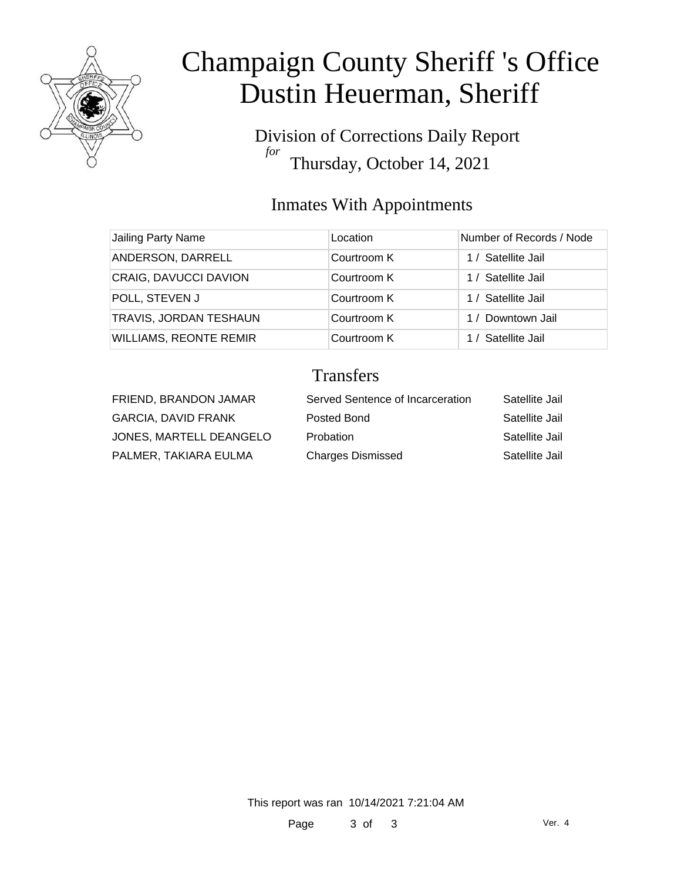# Champaign County Sheriff 's Office
# Dustin Heuerman, Sheriff

Division of Corrections Daily Report
*for*
Thursday, October 14, 2021

## Inmates With Appointments

| Jailing Party Name | Location | Number of Records / Node |
|---|---|---|
| ANDERSON, DARRELL | Courtroom K | 1 / Satellite Jail |
| CRAIG, DAVUCCI DAVION | Courtroom K | 1 / Satellite Jail |
| POLL, STEVEN J | Courtroom K | 1 / Satellite Jail |
| TRAVIS, JORDAN TESHAUN | Courtroom K | 1 / Downtown Jail |
| WILLIAMS, REONTE REMIR | Courtroom K | 1 / Satellite Jail |

## Transfers

| | | |
|---|---|---|
| FRIEND, BRANDON JAMAR | Served Sentence of Incarceration | Satellite Jail |
| GARCIA, DAVID FRANK | Posted Bond | Satellite Jail |
| JONES, MARTELL DEANGELO | Probation | Satellite Jail |
| PALMER, TAKIARA EULMA | Charges Dismissed | Satellite Jail |

This report was ran 10/14/2021 7:21:04 AM

Ver. 4